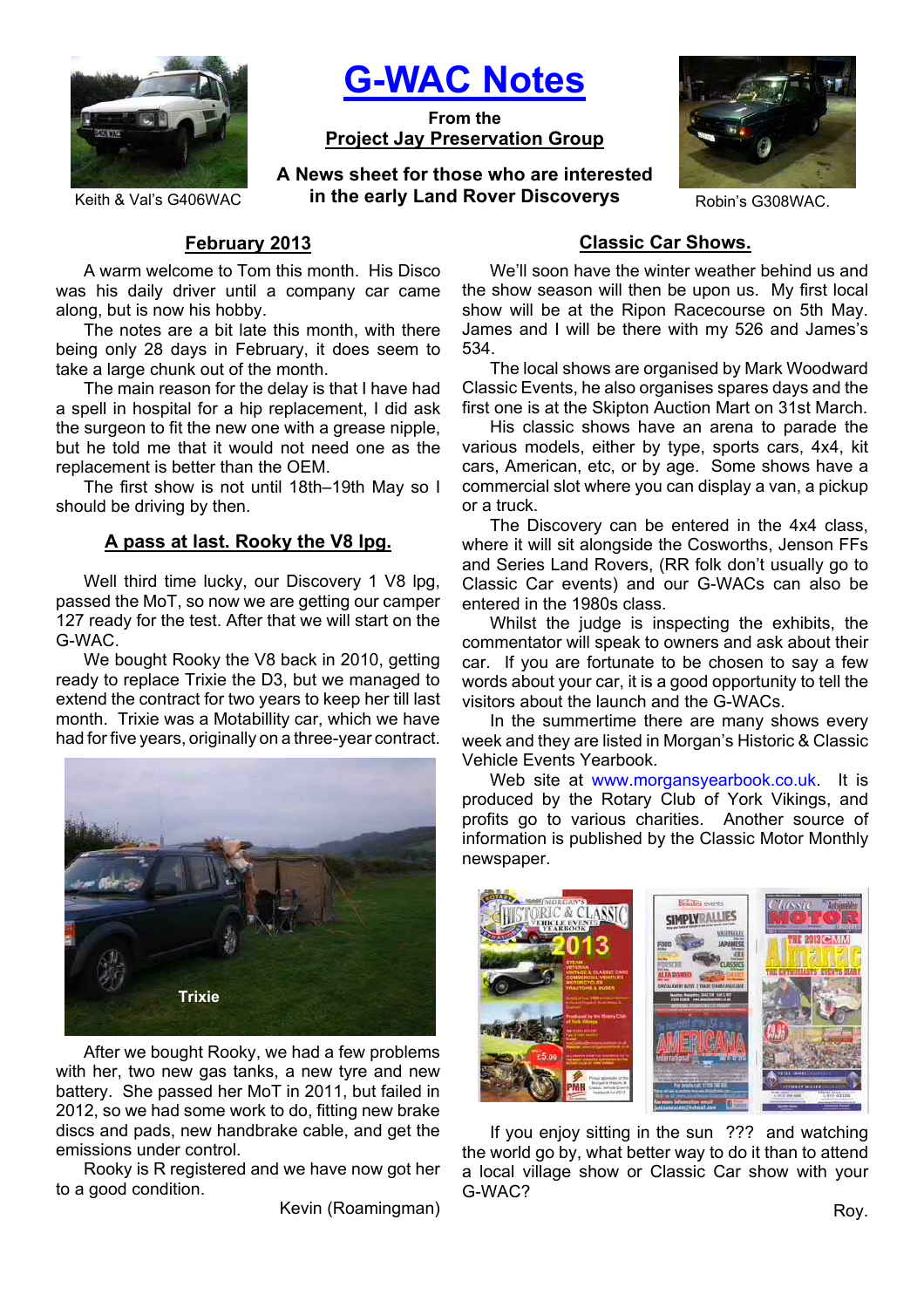# G-WAC Notes

**From the**
**Project Jay Preservation Group**

**A News sheet for those who are interested in the early Land Rover Discoverys**

Keith & Val's G406WAC

Robin's G308WAC.

## February 2013

A warm welcome to Tom this month. His Disco was his daily driver until a company car came along, but is now his hobby.

The notes are a bit late this month, with there being only 28 days in February, it does seem to take a large chunk out of the month.

The main reason for the delay is that I have had a spell in hospital for a hip replacement, I did ask the surgeon to fit the new one with a grease nipple, but he told me that it would not need one as the replacement is better than the OEM.

The first show is not until 18th–19th May so I should be driving by then.

## A pass at last. Rooky the V8 lpg.

Well third time lucky, our Discovery 1 V8 lpg, passed the MoT, so now we are getting our camper 127 ready for the test. After that we will start on the G-WAC.

We bought Rooky the V8 back in 2010, getting ready to replace Trixie the D3, but we managed to extend the contract for two years to keep her till last month. Trixie was a Motabillity car, which we have had for five years, originally on a three-year contract.

Trixie

After we bought Rooky, we had a few problems with her, two new gas tanks, a new tyre and new battery. She passed her MoT in 2011, but failed in 2012, so we had some work to do, fitting new brake discs and pads, new handbrake cable, and get the emissions under control.

Rooky is R registered and we have now got her to a good condition.

Kevin (Roamingman)

## Classic Car Shows.

We'll soon have the winter weather behind us and the show season will then be upon us. My first local show will be at the Ripon Racecourse on 5th May. James and I will be there with my 526 and James's 534.

The local shows are organised by Mark Woodward Classic Events, he also organises spares days and the first one is at the Skipton Auction Mart on 31st March.

His classic shows have an arena to parade the various models, either by type, sports cars, 4x4, kit cars, American, etc, or by age. Some shows have a commercial slot where you can display a van, a pickup or a truck.

The Discovery can be entered in the 4x4 class, where it will sit alongside the Cosworths, Jenson FFs and Series Land Rovers, (RR folk don't usually go to Classic Car events) and our G-WACs can also be entered in the 1980s class.

Whilst the judge is inspecting the exhibits, the commentator will speak to owners and ask about their car. If you are fortunate to be chosen to say a few words about your car, it is a good opportunity to tell the visitors about the launch and the G-WACs.

In the summertime there are many shows every week and they are listed in Morgan's Historic & Classic Vehicle Events Yearbook.

Web site at www.morgansyearbook.co.uk. It is produced by the Rotary Club of York Vikings, and profits go to various charities. Another source of information is published by the Classic Motor Monthly newspaper.

If you enjoy sitting in the sun ??? and watching the world go by, what better way to do it than to attend a local village show or Classic Car show with your G-WAC?

Roy.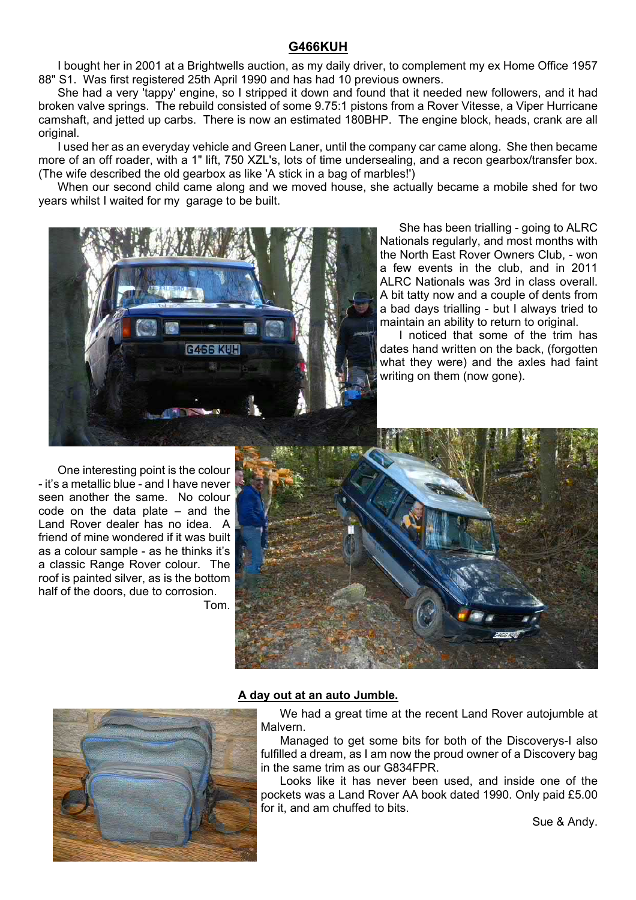## G466KUH

I bought her in 2001 at a Brightwells auction, as my daily driver, to complement my ex Home Office 1957 88" S1. Was first registered 25th April 1990 and has had 10 previous owners.

She had a very 'tappy' engine, so I stripped it down and found that it needed new followers, and it had broken valve springs. The rebuild consisted of some 9.75:1 pistons from a Rover Vitesse, a Viper Hurricane camshaft, and jetted up carbs. There is now an estimated 180BHP. The engine block, heads, crank are all original.

I used her as an everyday vehicle and Green Laner, until the company car came along. She then became more of an off roader, with a 1" lift, 750 XZL's, lots of time undersealing, and a recon gearbox/transfer box. (The wife described the old gearbox as like 'A stick in a bag of marbles!')

When our second child came along and we moved house, she actually became a mobile shed for two years whilst I waited for my garage to be built.

She has been trialling - going to ALRC Nationals regularly, and most months with the North East Rover Owners Club, - won a few events in the club, and in 2011 ALRC Nationals was 3rd in class overall. A bit tatty now and a couple of dents from a bad days trialling - but I always tried to maintain an ability to return to original.

I noticed that some of the trim has dates hand written on the back, (forgotten what they were) and the axles had faint writing on them (now gone).

One interesting point is the colour - it's a metallic blue - and I have never seen another the same. No colour code on the data plate – and the Land Rover dealer has no idea. A friend of mine wondered if it was built as a colour sample - as he thinks it's a classic Range Rover colour. The roof is painted silver, as is the bottom half of the doors, due to corrosion.

Tom.

## A day out at an auto Jumble.

We had a great time at the recent Land Rover autojumble at Malvern.

Managed to get some bits for both of the Discoverys-I also fulfilled a dream, as I am now the proud owner of a Discovery bag in the same trim as our G834FPR.

Looks like it has never been used, and inside one of the pockets was a Land Rover AA book dated 1990. Only paid £5.00 for it, and am chuffed to bits.

Sue & Andy.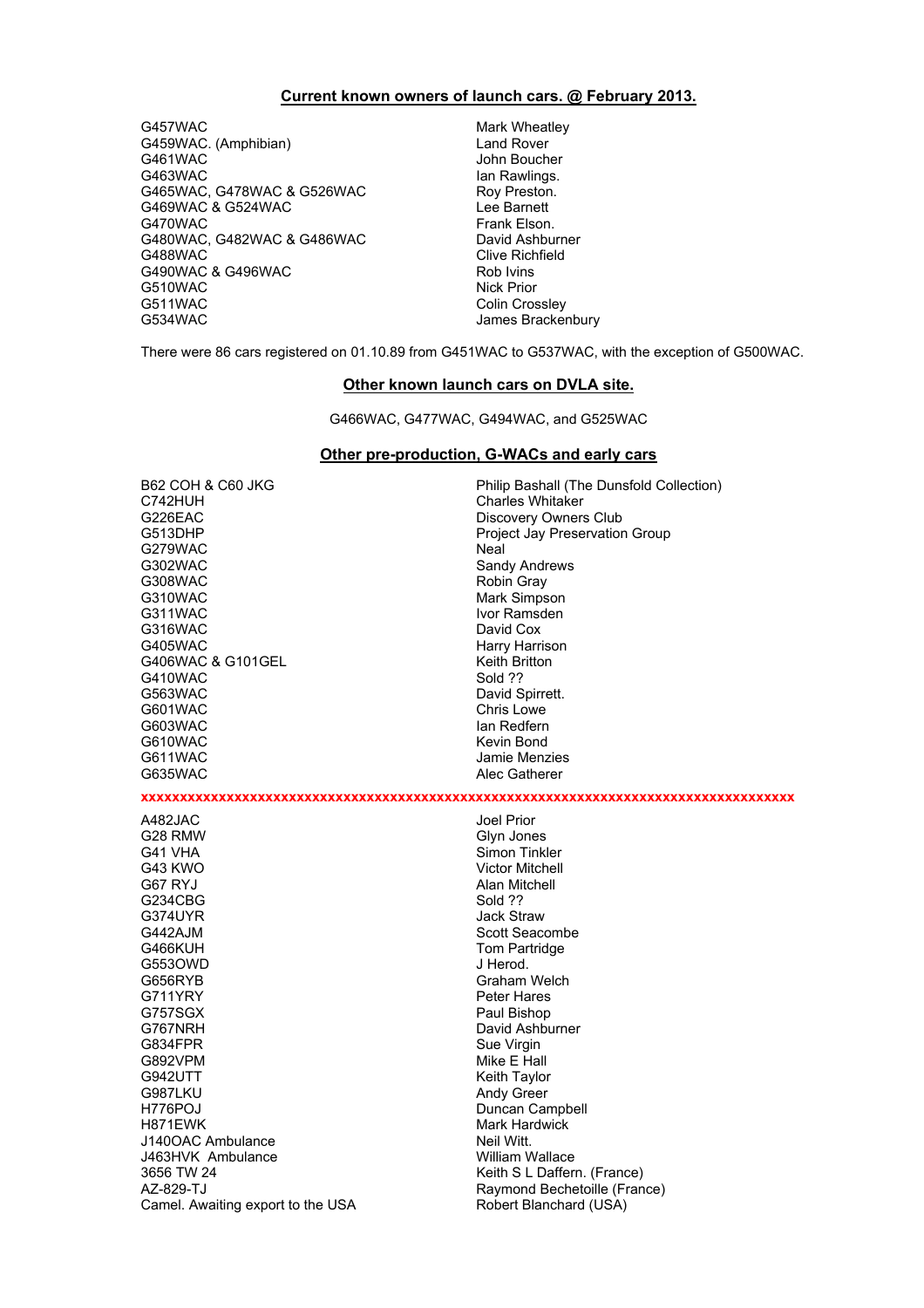## Current known owners of launch cars. @ February 2013.

| | |
|---|---|
| G457WAC | Mark Wheatley |
| G459WAC. (Amphibian) | Land Rover |
| G461WAC | John Boucher |
| G463WAC | Ian Rawlings. |
| G465WAC, G478WAC & G526WAC | Roy Preston. |
| G469WAC & G524WAC | Lee Barnett |
| G470WAC | Frank Elson. |
| G480WAC, G482WAC & G486WAC | David Ashburner |
| G488WAC | Clive Richfield |
| G490WAC & G496WAC | Rob Ivins |
| G510WAC | Nick Prior |
| G511WAC | Colin Crossley |
| G534WAC | James Brackenbury |

There were 86 cars registered on 01.10.89 from G451WAC to G537WAC, with the exception of G500WAC.

## Other known launch cars on DVLA site.

G466WAC, G477WAC, G494WAC, and G525WAC

## Other pre-production, G-WACs and early cars

| | |
|---|---|
| B62 COH & C60 JKG | Philip Bashall (The Dunsfold Collection) |
| C742HUH | Charles Whitaker |
| G226EAC | Discovery Owners Club |
| G513DHP | Project Jay Preservation Group |
| G279WAC | Neal |
| G302WAC | Sandy Andrews |
| G308WAC | Robin Gray |
| G310WAC | Mark Simpson |
| G311WAC | Ivor Ramsden |
| G316WAC | David Cox |
| G405WAC | Harry Harrison |
| G406WAC & G101GEL | Keith Britton |
| G410WAC | Sold ?? |
| G563WAC | David Spirrett. |
| G601WAC | Chris Lowe |
| G603WAC | Ian Redfern |
| G610WAC | Kevin Bond |
| G611WAC | Jamie Menzies |
| G635WAC | Alec Gatherer |

xxxxxxxxxxxxxxxxxxxxxxxxxxxxxxxxxxxxxxxxxxxxxxxxxxxxxxxxxxxxxxxxxxxxxxxxxxxxxxxxxxxx

| | |
|---|---|
| A482JAC | Joel Prior |
| G28 RMW | Glyn Jones |
| G41 VHA | Simon Tinkler |
| G43 KWO | Victor Mitchell |
| G67 RYJ | Alan Mitchell |
| G234CBG | Sold ?? |
| G374UYR | Jack Straw |
| G442AJM | Scott Seacombe |
| G466KUH | Tom Partridge |
| G553OWD | J Herod. |
| G656RYB | Graham Welch |
| G711YRY | Peter Hares |
| G757SGX | Paul Bishop |
| G767NRH | David Ashburner |
| G834FPR | Sue Virgin |
| G892VPM | Mike E Hall |
| G942UTT | Keith Taylor |
| G987LKU | Andy Greer |
| H776POJ | Duncan Campbell |
| H871EWK | Mark Hardwick |
| J140OAC Ambulance | Neil Witt. |
| J463HVK Ambulance | William Wallace |
| 3656 TW 24 | Keith S L Daffern. (France) |
| AZ-829-TJ | Raymond Bechetoille (France) |
| Camel. Awaiting export to the USA | Robert Blanchard (USA) |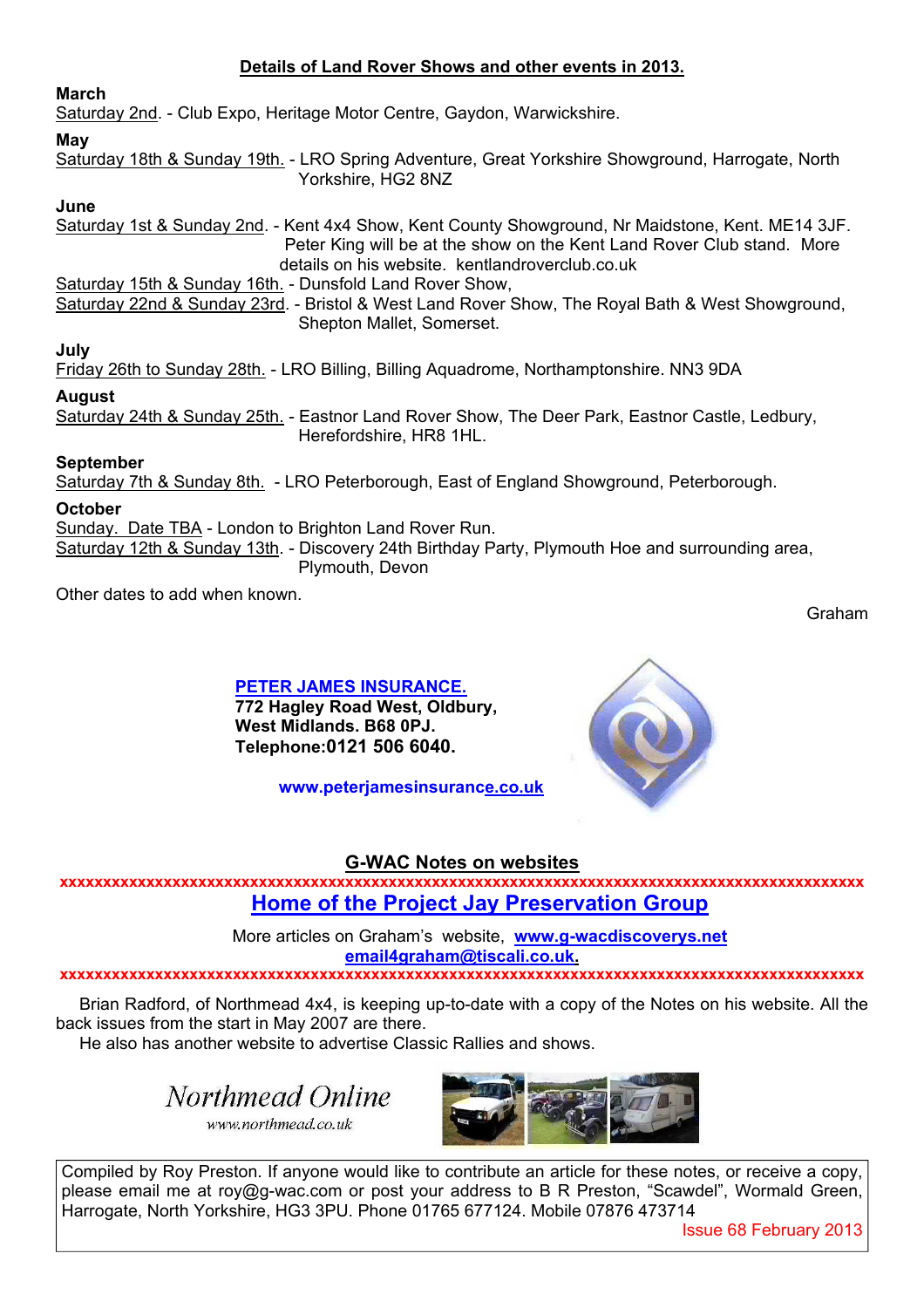## Details of Land Rover Shows and other events in 2013.

**March**

Saturday 2nd. - Club Expo, Heritage Motor Centre, Gaydon, Warwickshire.

**May**

Saturday 18th & Sunday 19th. - LRO Spring Adventure, Great Yorkshire Showground, Harrogate, North Yorkshire, HG2 8NZ

**June**

Saturday 1st & Sunday 2nd. - Kent 4x4 Show, Kent County Showground, Nr Maidstone, Kent. ME14 3JF. Peter King will be at the show on the Kent Land Rover Club stand. More details on his website. kentlandroverclub.co.uk

Saturday 15th & Sunday 16th. - Dunsfold Land Rover Show,

Saturday 22nd & Sunday 23rd. - Bristol & West Land Rover Show, The Royal Bath & West Showground, Shepton Mallet, Somerset.

**July**

Friday 26th to Sunday 28th. - LRO Billing, Billing Aquadrome, Northamptonshire. NN3 9DA

**August**

Saturday 24th & Sunday 25th. - Eastnor Land Rover Show, The Deer Park, Eastnor Castle, Ledbury, Herefordshire, HR8 1HL.

**September**

Saturday 7th & Sunday 8th. - LRO Peterborough, East of England Showground, Peterborough.

**October**

Sunday. Date TBA - London to Brighton Land Rover Run.

Saturday 12th & Sunday 13th. - Discovery 24th Birthday Party, Plymouth Hoe and surrounding area, Plymouth, Devon

Other dates to add when known.

Graham

**PETER JAMES INSURANCE.**
**772 Hagley Road West, Oldbury,**
**West Midlands. B68 0PJ.**
**Telephone:0121 506 6040.**

**www.peterjamesinsurance.co.uk**

## G-WAC Notes on websites

## Home of the Project Jay Preservation Group

More articles on Graham's website, **www.g-wacdiscoverys.net**
**email4graham@tiscali.co.uk.**

Brian Radford, of Northmead 4x4, is keeping up-to-date with a copy of the Notes on his website. All the back issues from the start in May 2007 are there.

He also has another website to advertise Classic Rallies and shows.

*Northmead Online*
*www.northmead.co.uk*

Compiled by Roy Preston. If anyone would like to contribute an article for these notes, or receive a copy, please email me at roy@g-wac.com or post your address to B R Preston, "Scawdel", Wormald Green, Harrogate, North Yorkshire, HG3 3PU. Phone 01765 677124. Mobile 07876 473714

Issue 68 February 2013